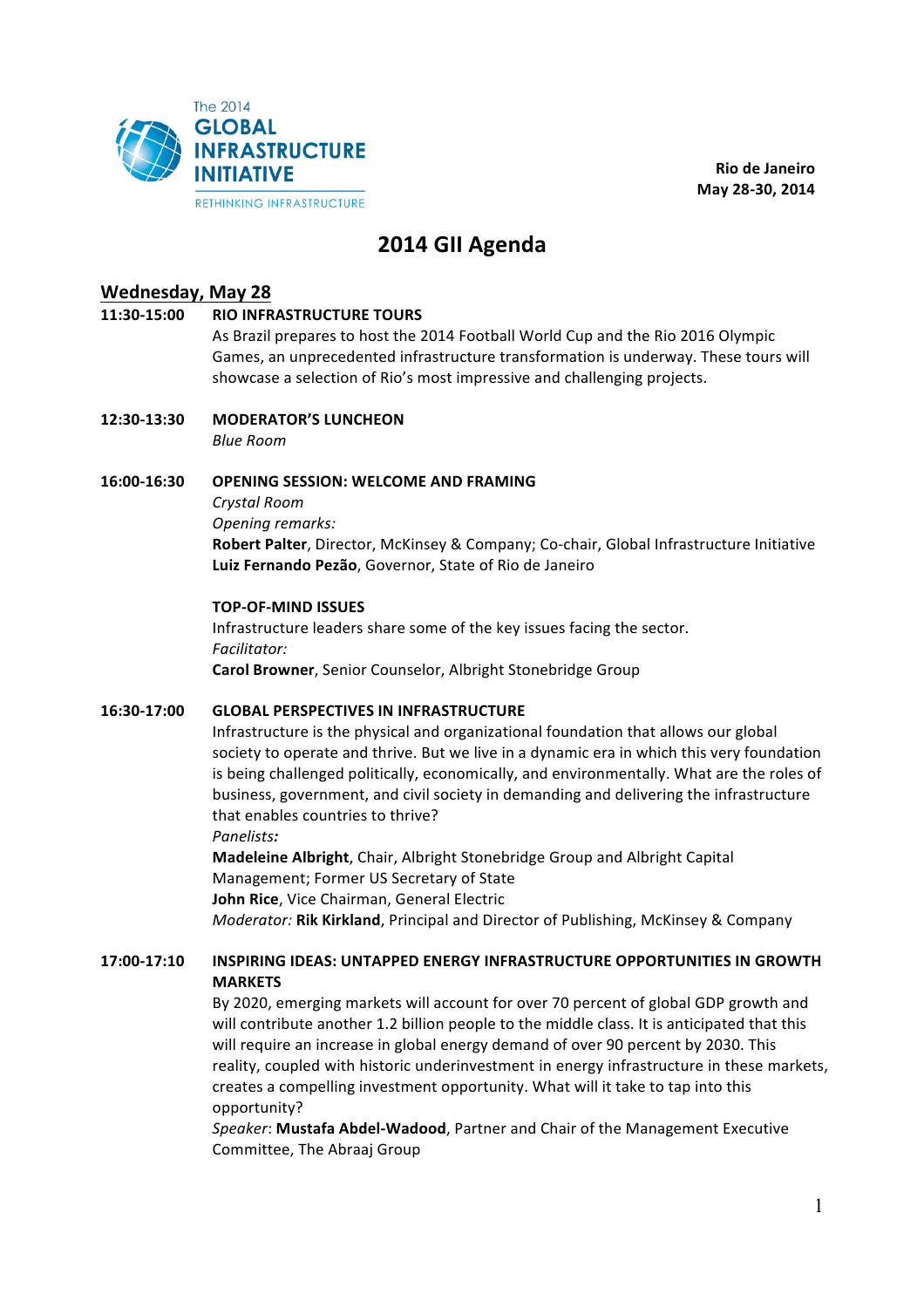The 2014
GLOBAL
INFRASTRUCTURE
INITIATIVE
RETHINKING INFRASTRUCTURE

**Rio de Janeiro**
**May 28-30, 2014**

# 2014 GII Agenda

## Wednesday, May 28

**11:30-15:00** **RIO INFRASTRUCTURE TOURS**
As Brazil prepares to host the 2014 Football World Cup and the Rio 2016 Olympic Games, an unprecedented infrastructure transformation is underway. These tours will showcase a selection of Rio's most impressive and challenging projects.

**12:30-13:30** **MODERATOR'S LUNCHEON**
*Blue Room*

**16:00-16:30** **OPENING SESSION: WELCOME AND FRAMING**
*Crystal Room*
*Opening remarks:*
**Robert Palter**, Director, McKinsey & Company; Co-chair, Global Infrastructure Initiative
**Luiz Fernando Pezão**, Governor, State of Rio de Janeiro

**TOP-OF-MIND ISSUES**
Infrastructure leaders share some of the key issues facing the sector.
*Facilitator:*
**Carol Browner**, Senior Counselor, Albright Stonebridge Group

**16:30-17:00** **GLOBAL PERSPECTIVES IN INFRASTRUCTURE**
Infrastructure is the physical and organizational foundation that allows our global society to operate and thrive. But we live in a dynamic era in which this very foundation is being challenged politically, economically, and environmentally. What are the roles of business, government, and civil society in demanding and delivering the infrastructure that enables countries to thrive?
*Panelists:*
**Madeleine Albright**, Chair, Albright Stonebridge Group and Albright Capital Management; Former US Secretary of State
**John Rice**, Vice Chairman, General Electric
*Moderator:* **Rik Kirkland**, Principal and Director of Publishing, McKinsey & Company

**17:00-17:10** **INSPIRING IDEAS: UNTAPPED ENERGY INFRASTRUCTURE OPPORTUNITIES IN GROWTH MARKETS**
By 2020, emerging markets will account for over 70 percent of global GDP growth and will contribute another 1.2 billion people to the middle class. It is anticipated that this will require an increase in global energy demand of over 90 percent by 2030. This reality, coupled with historic underinvestment in energy infrastructure in these markets, creates a compelling investment opportunity. What will it take to tap into this opportunity?
*Speaker*: **Mustafa Abdel-Wadood**, Partner and Chair of the Management Executive Committee, The Abraaj Group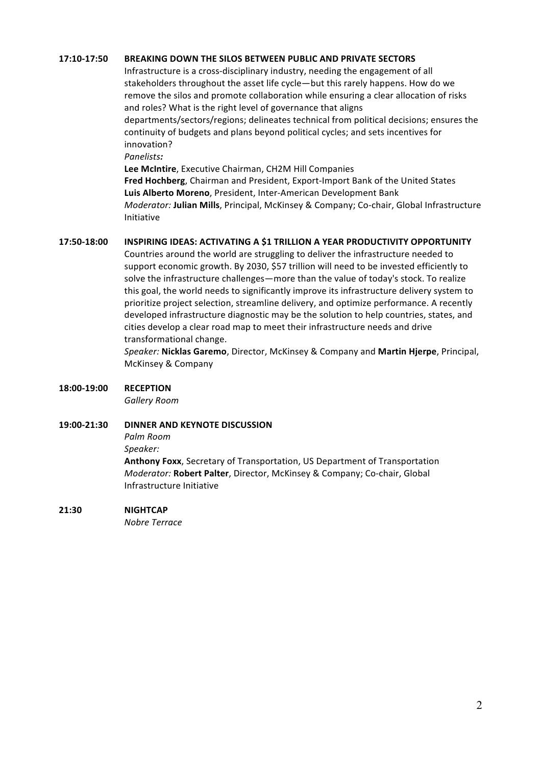**17:10-17:50** **BREAKING DOWN THE SILOS BETWEEN PUBLIC AND PRIVATE SECTORS**

Infrastructure is a cross-disciplinary industry, needing the engagement of all stakeholders throughout the asset life cycle—but this rarely happens. How do we remove the silos and promote collaboration while ensuring a clear allocation of risks and roles? What is the right level of governance that aligns departments/sectors/regions; delineates technical from political decisions; ensures the continuity of budgets and plans beyond political cycles; and sets incentives for innovation?

*Panelists:*

**Lee McIntire**, Executive Chairman, CH2M Hill Companies
**Fred Hochberg**, Chairman and President, Export-Import Bank of the United States
**Luis Alberto Moreno**, President, Inter-American Development Bank
*Moderator:* **Julian Mills**, Principal, McKinsey & Company; Co-chair, Global Infrastructure Initiative

**17:50-18:00** **INSPIRING IDEAS: ACTIVATING A $1 TRILLION A YEAR PRODUCTIVITY OPPORTUNITY**

Countries around the world are struggling to deliver the infrastructure needed to support economic growth. By 2030, $57 trillion will need to be invested efficiently to solve the infrastructure challenges—more than the value of today's stock. To realize this goal, the world needs to significantly improve its infrastructure delivery system to prioritize project selection, streamline delivery, and optimize performance. A recently developed infrastructure diagnostic may be the solution to help countries, states, and cities develop a clear road map to meet their infrastructure needs and drive transformational change.

*Speaker:* **Nicklas Garemo**, Director, McKinsey & Company and **Martin Hjerpe**, Principal, McKinsey & Company

**18:00-19:00** **RECEPTION**

*Gallery Room*

**19:00-21:30** **DINNER AND KEYNOTE DISCUSSION**

*Palm Room*

*Speaker:*

**Anthony Foxx**, Secretary of Transportation, US Department of Transportation
*Moderator:* **Robert Palter**, Director, McKinsey & Company; Co-chair, Global Infrastructure Initiative

**21:30** **NIGHTCAP**

*Nobre Terrace*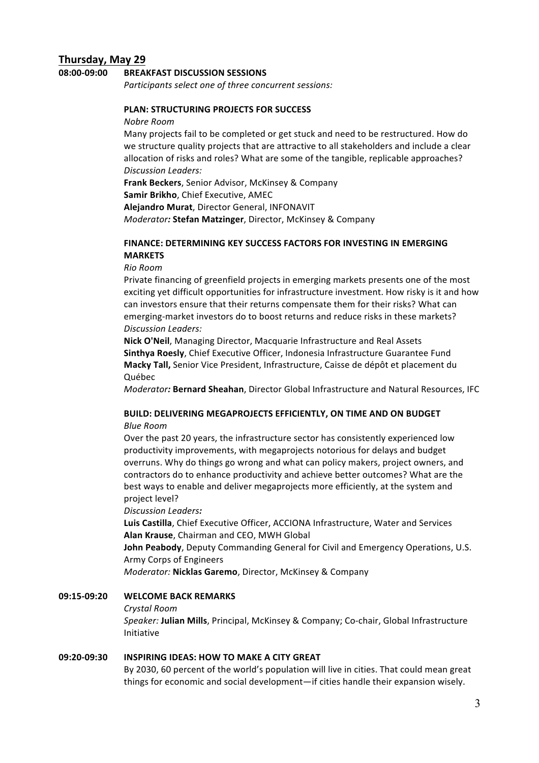## Thursday, May 29

**08:00-09:00 BREAKFAST DISCUSSION SESSIONS**

*Participants select one of three concurrent sessions:*

**PLAN: STRUCTURING PROJECTS FOR SUCCESS**

*Nobre Room*

Many projects fail to be completed or get stuck and need to be restructured. How do we structure quality projects that are attractive to all stakeholders and include a clear allocation of risks and roles? What are some of the tangible, replicable approaches?

*Discussion Leaders:*

**Frank Beckers**, Senior Advisor, McKinsey & Company
**Samir Brikho**, Chief Executive, AMEC
**Alejandro Murat**, Director General, INFONAVIT
*Moderator:* **Stefan Matzinger**, Director, McKinsey & Company

**FINANCE: DETERMINING KEY SUCCESS FACTORS FOR INVESTING IN EMERGING MARKETS**

*Rio Room*

Private financing of greenfield projects in emerging markets presents one of the most exciting yet difficult opportunities for infrastructure investment. How risky is it and how can investors ensure that their returns compensate them for their risks? What can emerging-market investors do to boost returns and reduce risks in these markets?

*Discussion Leaders:*

**Nick O'Neil**, Managing Director, Macquarie Infrastructure and Real Assets
**Sinthya Roesly**, Chief Executive Officer, Indonesia Infrastructure Guarantee Fund
**Macky Tall,** Senior Vice President, Infrastructure, Caisse de dépôt et placement du Québec
*Moderator:* **Bernard Sheahan**, Director Global Infrastructure and Natural Resources, IFC

**BUILD: DELIVERING MEGAPROJECTS EFFICIENTLY, ON TIME AND ON BUDGET**

*Blue Room*

Over the past 20 years, the infrastructure sector has consistently experienced low productivity improvements, with megaprojects notorious for delays and budget overruns. Why do things go wrong and what can policy makers, project owners, and contractors do to enhance productivity and achieve better outcomes? What are the best ways to enable and deliver megaprojects more efficiently, at the system and project level?

*Discussion Leaders:*

**Luis Castilla**, Chief Executive Officer, ACCIONA Infrastructure, Water and Services
**Alan Krause**, Chairman and CEO, MWH Global
**John Peabody**, Deputy Commanding General for Civil and Emergency Operations, U.S. Army Corps of Engineers
*Moderator:* **Nicklas Garemo**, Director, McKinsey & Company

**09:15-09:20 WELCOME BACK REMARKS**

*Crystal Room*

*Speaker:* **Julian Mills**, Principal, McKinsey & Company; Co-chair, Global Infrastructure Initiative

**09:20-09:30 INSPIRING IDEAS: HOW TO MAKE A CITY GREAT**

By 2030, 60 percent of the world's population will live in cities. That could mean great things for economic and social development—if cities handle their expansion wisely.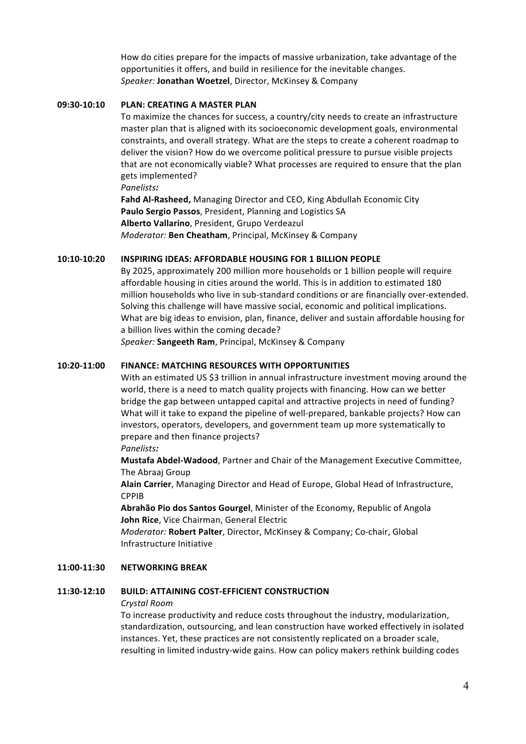How do cities prepare for the impacts of massive urbanization, take advantage of the opportunities it offers, and build in resilience for the inevitable changes.
*Speaker:* **Jonathan Woetzel**, Director, McKinsey & Company

**09:30-10:10 PLAN: CREATING A MASTER PLAN**

To maximize the chances for success, a country/city needs to create an infrastructure master plan that is aligned with its socioeconomic development goals, environmental constraints, and overall strategy. What are the steps to create a coherent roadmap to deliver the vision? How do we overcome political pressure to pursue visible projects that are not economically viable? What processes are required to ensure that the plan gets implemented?

*Panelists:*
**Fahd Al-Rasheed,** Managing Director and CEO, King Abdullah Economic City
**Paulo Sergio Passos**, President, Planning and Logistics SA
**Alberto Vallarino**, President, Grupo Verdeazul
*Moderator:* **Ben Cheatham**, Principal, McKinsey & Company

**10:10-10:20 INSPIRING IDEAS: AFFORDABLE HOUSING FOR 1 BILLION PEOPLE**

By 2025, approximately 200 million more households or 1 billion people will require affordable housing in cities around the world. This is in addition to estimated 180 million households who live in sub-standard conditions or are financially over-extended. Solving this challenge will have massive social, economic and political implications. What are big ideas to envision, plan, finance, deliver and sustain affordable housing for a billion lives within the coming decade?
*Speaker:* **Sangeeth Ram**, Principal, McKinsey & Company

**10:20-11:00 FINANCE: MATCHING RESOURCES WITH OPPORTUNITIES**

With an estimated US $3 trillion in annual infrastructure investment moving around the world, there is a need to match quality projects with financing. How can we better bridge the gap between untapped capital and attractive projects in need of funding? What will it take to expand the pipeline of well-prepared, bankable projects? How can investors, operators, developers, and government team up more systematically to prepare and then finance projects?

*Panelists:*
**Mustafa Abdel-Wadood**, Partner and Chair of the Management Executive Committee, The Abraaj Group
**Alain Carrier**, Managing Director and Head of Europe, Global Head of Infrastructure, CPPIB
**Abrahão Pio dos Santos Gourgel**, Minister of the Economy, Republic of Angola
**John Rice**, Vice Chairman, General Electric
*Moderator:* **Robert Palter**, Director, McKinsey & Company; Co-chair, Global Infrastructure Initiative

**11:00-11:30 NETWORKING BREAK**

**11:30-12:10 BUILD: ATTAINING COST-EFFICIENT CONSTRUCTION**

*Crystal Room*

To increase productivity and reduce costs throughout the industry, modularization, standardization, outsourcing, and lean construction have worked effectively in isolated instances. Yet, these practices are not consistently replicated on a broader scale, resulting in limited industry-wide gains. How can policy makers rethink building codes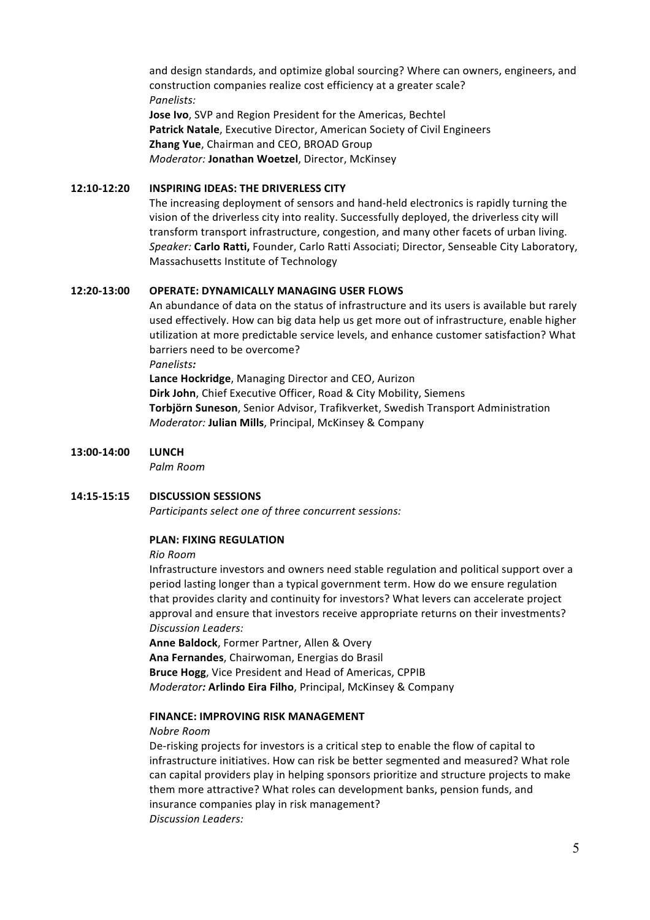and design standards, and optimize global sourcing? Where can owners, engineers, and construction companies realize cost efficiency at a greater scale?
*Panelists:*
**Jose Ivo**, SVP and Region President for the Americas, Bechtel
**Patrick Natale**, Executive Director, American Society of Civil Engineers
**Zhang Yue**, Chairman and CEO, BROAD Group
*Moderator:* **Jonathan Woetzel**, Director, McKinsey

**12:10-12:20 INSPIRING IDEAS: THE DRIVERLESS CITY**

The increasing deployment of sensors and hand-held electronics is rapidly turning the vision of the driverless city into reality. Successfully deployed, the driverless city will transform transport infrastructure, congestion, and many other facets of urban living.
*Speaker:* **Carlo Ratti,** Founder, Carlo Ratti Associati; Director, Senseable City Laboratory, Massachusetts Institute of Technology

**12:20-13:00 OPERATE: DYNAMICALLY MANAGING USER FLOWS**

An abundance of data on the status of infrastructure and its users is available but rarely used effectively. How can big data help us get more out of infrastructure, enable higher utilization at more predictable service levels, and enhance customer satisfaction? What barriers need to be overcome?
*Panelists:*
**Lance Hockridge**, Managing Director and CEO, Aurizon
**Dirk John**, Chief Executive Officer, Road & City Mobility, Siemens
**Torbjörn Suneson**, Senior Advisor, Trafikverket, Swedish Transport Administration
*Moderator:* **Julian Mills**, Principal, McKinsey & Company

**13:00-14:00 LUNCH**

*Palm Room*

**14:15-15:15 DISCUSSION SESSIONS**

*Participants select one of three concurrent sessions:*

**PLAN: FIXING REGULATION**

*Rio Room*

Infrastructure investors and owners need stable regulation and political support over a period lasting longer than a typical government term. How do we ensure regulation that provides clarity and continuity for investors? What levers can accelerate project approval and ensure that investors receive appropriate returns on their investments?
*Discussion Leaders:*
**Anne Baldock**, Former Partner, Allen & Overy
**Ana Fernandes**, Chairwoman, Energias do Brasil
**Bruce Hogg**, Vice President and Head of Americas, CPPIB
*Moderator:* **Arlindo Eira Filho**, Principal, McKinsey & Company

**FINANCE: IMPROVING RISK MANAGEMENT**

*Nobre Room*

De-risking projects for investors is a critical step to enable the flow of capital to infrastructure initiatives. How can risk be better segmented and measured? What role can capital providers play in helping sponsors prioritize and structure projects to make them more attractive? What roles can development banks, pension funds, and insurance companies play in risk management?
*Discussion Leaders:*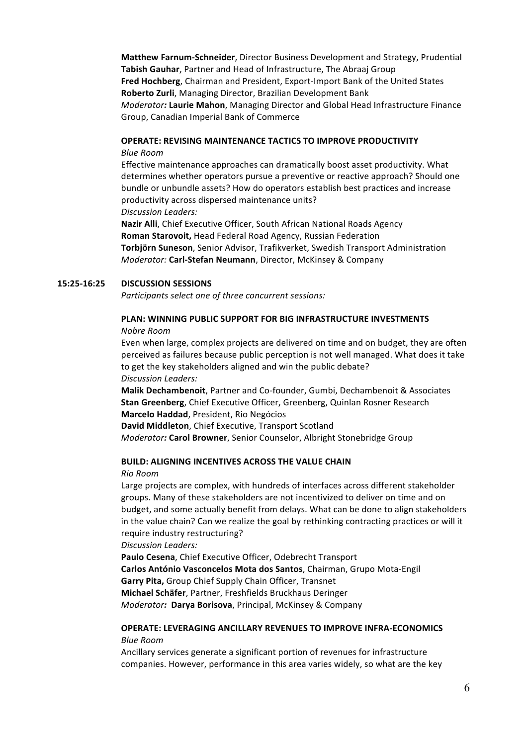**Matthew Farnum-Schneider**, Director Business Development and Strategy, Prudential
**Tabish Gauhar**, Partner and Head of Infrastructure, The Abraaj Group
**Fred Hochberg**, Chairman and President, Export-Import Bank of the United States
**Roberto Zurli**, Managing Director, Brazilian Development Bank
*Moderator:* **Laurie Mahon**, Managing Director and Global Head Infrastructure Finance Group, Canadian Imperial Bank of Commerce

**OPERATE: REVISING MAINTENANCE TACTICS TO IMPROVE PRODUCTIVITY**
*Blue Room*
Effective maintenance approaches can dramatically boost asset productivity. What determines whether operators pursue a preventive or reactive approach? Should one bundle or unbundle assets? How do operators establish best practices and increase productivity across dispersed maintenance units?
*Discussion Leaders:*
**Nazir Alli**, Chief Executive Officer, South African National Roads Agency
**Roman Starovoit,** Head Federal Road Agency, Russian Federation
**Torbjörn Suneson**, Senior Advisor, Trafikverket, Swedish Transport Administration
*Moderator:* **Carl-Stefan Neumann**, Director, McKinsey & Company

**15:25-16:25 DISCUSSION SESSIONS**
*Participants select one of three concurrent sessions:*

**PLAN: WINNING PUBLIC SUPPORT FOR BIG INFRASTRUCTURE INVESTMENTS**
*Nobre Room*
Even when large, complex projects are delivered on time and on budget, they are often perceived as failures because public perception is not well managed. What does it take to get the key stakeholders aligned and win the public debate?
*Discussion Leaders:*
**Malik Dechambenoit**, Partner and Co-founder, Gumbi, Dechambenoit & Associates
**Stan Greenberg**, Chief Executive Officer, Greenberg, Quinlan Rosner Research
**Marcelo Haddad**, President, Rio Negócios
**David Middleton**, Chief Executive, Transport Scotland
*Moderator:* **Carol Browner**, Senior Counselor, Albright Stonebridge Group

**BUILD: ALIGNING INCENTIVES ACROSS THE VALUE CHAIN**
*Rio Room*
Large projects are complex, with hundreds of interfaces across different stakeholder groups. Many of these stakeholders are not incentivized to deliver on time and on budget, and some actually benefit from delays. What can be done to align stakeholders in the value chain? Can we realize the goal by rethinking contracting practices or will it require industry restructuring?
*Discussion Leaders:*
**Paulo Cesena**, Chief Executive Officer, Odebrecht Transport
**Carlos António Vasconcelos Mota dos Santos**, Chairman, Grupo Mota-Engil
**Garry Pita,** Group Chief Supply Chain Officer, Transnet
**Michael Schäfer**, Partner, Freshfields Bruckhaus Deringer
*Moderator:* **Darya Borisova**, Principal, McKinsey & Company

**OPERATE: LEVERAGING ANCILLARY REVENUES TO IMPROVE INFRA-ECONOMICS**
*Blue Room*
Ancillary services generate a significant portion of revenues for infrastructure companies. However, performance in this area varies widely, so what are the key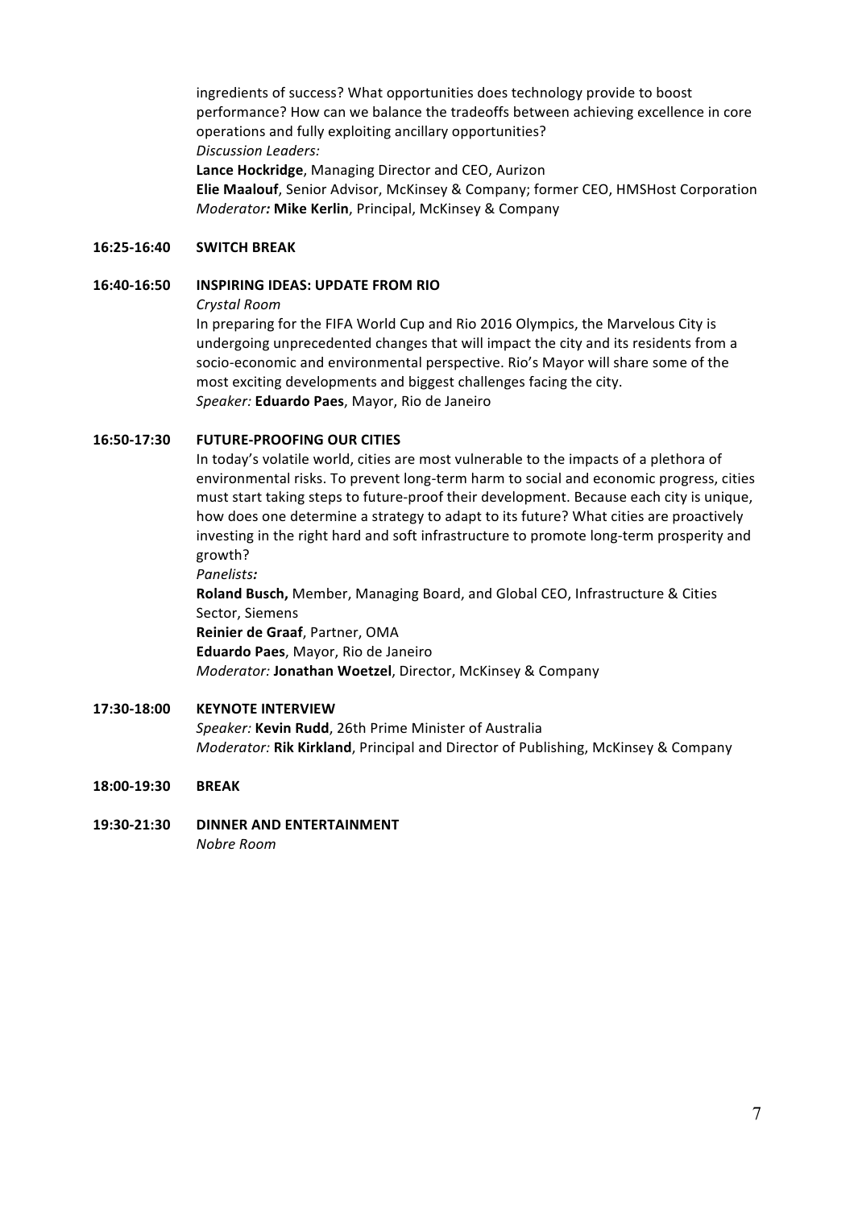ingredients of success? What opportunities does technology provide to boost performance? How can we balance the tradeoffs between achieving excellence in core operations and fully exploiting ancillary opportunities?

*Discussion Leaders:*

**Lance Hockridge**, Managing Director and CEO, Aurizon

**Elie Maalouf**, Senior Advisor, McKinsey & Company; former CEO, HMSHost Corporation

*Moderator:* **Mike Kerlin**, Principal, McKinsey & Company

**16:25-16:40 SWITCH BREAK**

**16:40-16:50 INSPIRING IDEAS: UPDATE FROM RIO**

*Crystal Room*

In preparing for the FIFA World Cup and Rio 2016 Olympics, the Marvelous City is undergoing unprecedented changes that will impact the city and its residents from a socio-economic and environmental perspective. Rio's Mayor will share some of the most exciting developments and biggest challenges facing the city.

*Speaker:* **Eduardo Paes**, Mayor, Rio de Janeiro

**16:50-17:30 FUTURE-PROOFING OUR CITIES**

In today's volatile world, cities are most vulnerable to the impacts of a plethora of environmental risks. To prevent long-term harm to social and economic progress, cities must start taking steps to future-proof their development. Because each city is unique, how does one determine a strategy to adapt to its future? What cities are proactively investing in the right hard and soft infrastructure to promote long-term prosperity and growth?

*Panelists:*

**Roland Busch,** Member, Managing Board, and Global CEO, Infrastructure & Cities Sector, Siemens

**Reinier de Graaf**, Partner, OMA

**Eduardo Paes**, Mayor, Rio de Janeiro

*Moderator:* **Jonathan Woetzel**, Director, McKinsey & Company

**17:30-18:00 KEYNOTE INTERVIEW**

*Speaker:* **Kevin Rudd**, 26th Prime Minister of Australia

*Moderator:* **Rik Kirkland**, Principal and Director of Publishing, McKinsey & Company

**18:00-19:30 BREAK**

**19:30-21:30 DINNER AND ENTERTAINMENT**

*Nobre Room*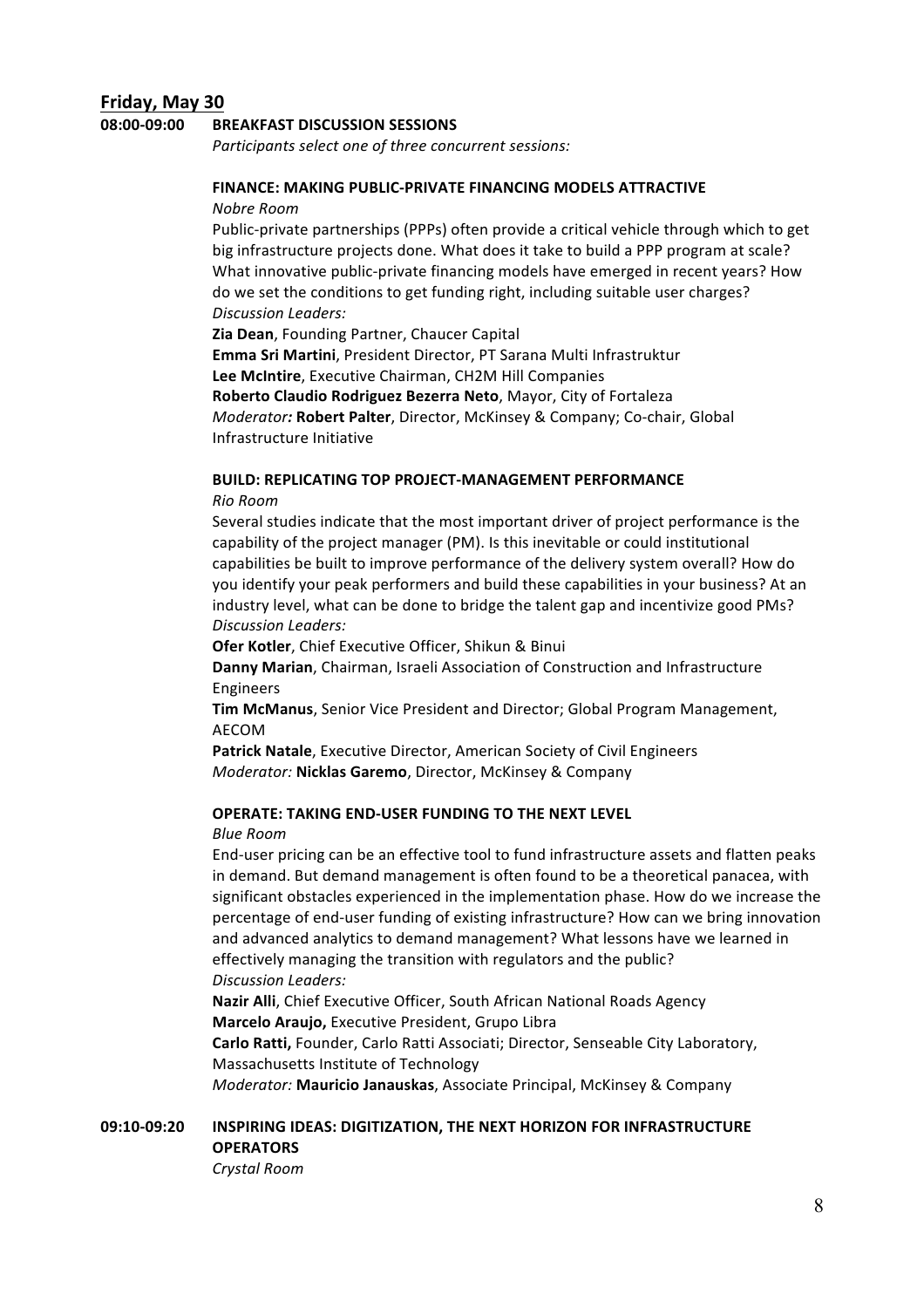## Friday, May 30

**08:00-09:00 BREAKFAST DISCUSSION SESSIONS**

*Participants select one of three concurrent sessions:*

**FINANCE: MAKING PUBLIC-PRIVATE FINANCING MODELS ATTRACTIVE**

*Nobre Room*

Public-private partnerships (PPPs) often provide a critical vehicle through which to get big infrastructure projects done. What does it take to build a PPP program at scale? What innovative public-private financing models have emerged in recent years? How do we set the conditions to get funding right, including suitable user charges?

*Discussion Leaders:*

**Zia Dean**, Founding Partner, Chaucer Capital
**Emma Sri Martini**, President Director, PT Sarana Multi Infrastruktur
**Lee McIntire**, Executive Chairman, CH2M Hill Companies
**Roberto Claudio Rodriguez Bezerra Neto**, Mayor, City of Fortaleza
*Moderator:* **Robert Palter**, Director, McKinsey & Company; Co-chair, Global Infrastructure Initiative

**BUILD: REPLICATING TOP PROJECT-MANAGEMENT PERFORMANCE**

*Rio Room*

Several studies indicate that the most important driver of project performance is the capability of the project manager (PM). Is this inevitable or could institutional capabilities be built to improve performance of the delivery system overall? How do you identify your peak performers and build these capabilities in your business? At an industry level, what can be done to bridge the talent gap and incentivize good PMs?

*Discussion Leaders:*

**Ofer Kotler**, Chief Executive Officer, Shikun & Binui
**Danny Marian**, Chairman, Israeli Association of Construction and Infrastructure Engineers
**Tim McManus**, Senior Vice President and Director; Global Program Management, AECOM
**Patrick Natale**, Executive Director, American Society of Civil Engineers
*Moderator:* **Nicklas Garemo**, Director, McKinsey & Company

**OPERATE: TAKING END-USER FUNDING TO THE NEXT LEVEL**

*Blue Room*

End-user pricing can be an effective tool to fund infrastructure assets and flatten peaks in demand. But demand management is often found to be a theoretical panacea, with significant obstacles experienced in the implementation phase. How do we increase the percentage of end-user funding of existing infrastructure? How can we bring innovation and advanced analytics to demand management? What lessons have we learned in effectively managing the transition with regulators and the public?

*Discussion Leaders:*

**Nazir Alli**, Chief Executive Officer, South African National Roads Agency
**Marcelo Araujo,** Executive President, Grupo Libra
**Carlo Ratti,** Founder, Carlo Ratti Associati; Director, Senseable City Laboratory, Massachusetts Institute of Technology
*Moderator:* **Mauricio Janauskas**, Associate Principal, McKinsey & Company

**09:10-09:20 INSPIRING IDEAS: DIGITIZATION, THE NEXT HORIZON FOR INFRASTRUCTURE OPERATORS**

*Crystal Room*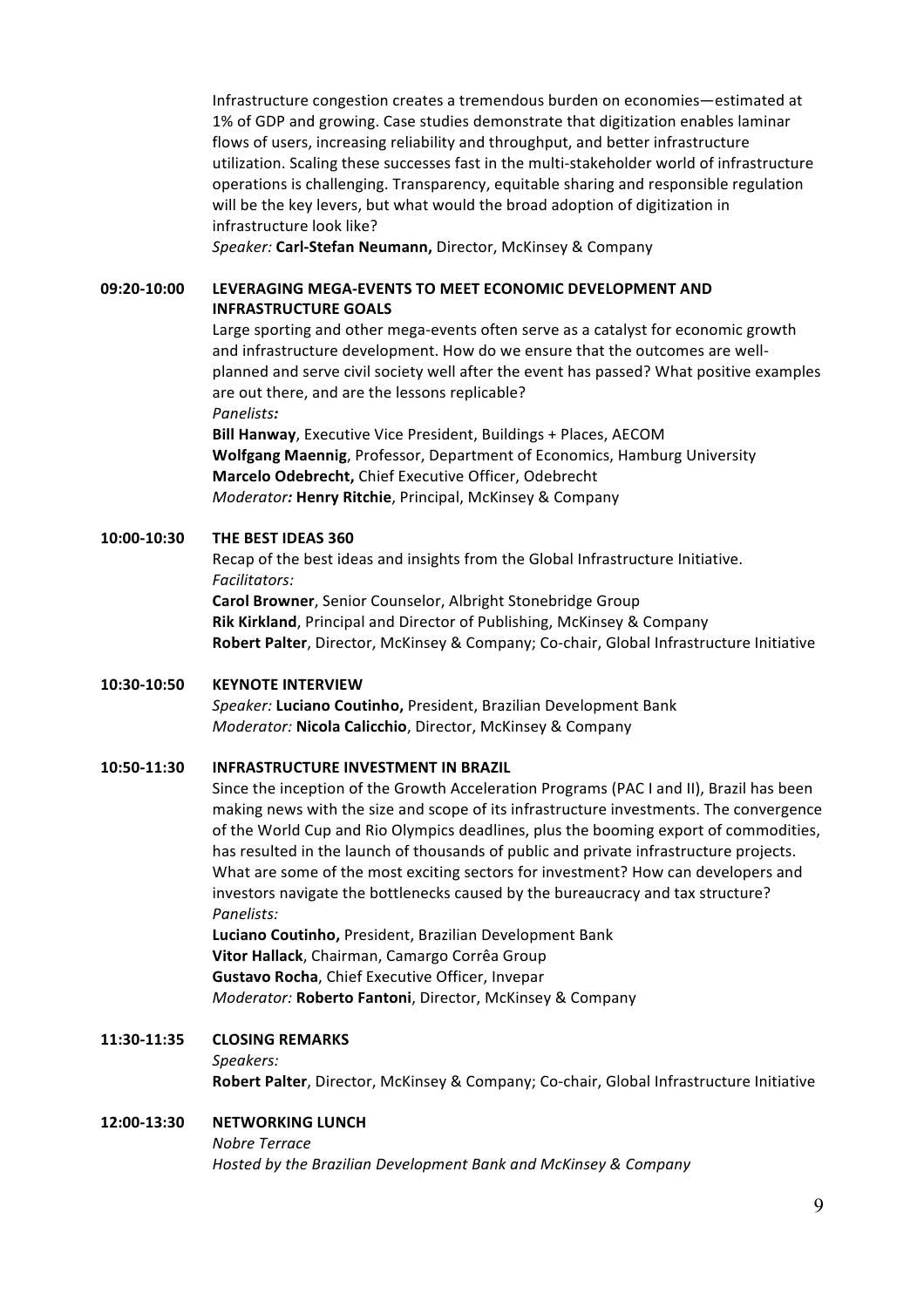Infrastructure congestion creates a tremendous burden on economies—estimated at 1% of GDP and growing. Case studies demonstrate that digitization enables laminar flows of users, increasing reliability and throughput, and better infrastructure utilization. Scaling these successes fast in the multi-stakeholder world of infrastructure operations is challenging. Transparency, equitable sharing and responsible regulation will be the key levers, but what would the broad adoption of digitization in infrastructure look like?
*Speaker:* **Carl-Stefan Neumann,** Director, McKinsey & Company

**09:20-10:00 LEVERAGING MEGA-EVENTS TO MEET ECONOMIC DEVELOPMENT AND INFRASTRUCTURE GOALS**

Large sporting and other mega-events often serve as a catalyst for economic growth and infrastructure development. How do we ensure that the outcomes are well-planned and serve civil society well after the event has passed? What positive examples are out there, and are the lessons replicable?
*Panelists:*
**Bill Hanway**, Executive Vice President, Buildings + Places, AECOM
**Wolfgang Maennig**, Professor, Department of Economics, Hamburg University
**Marcelo Odebrecht,** Chief Executive Officer, Odebrecht
*Moderator:* **Henry Ritchie**, Principal, McKinsey & Company

**10:00-10:30 THE BEST IDEAS 360**

Recap of the best ideas and insights from the Global Infrastructure Initiative.
*Facilitators:*
**Carol Browner**, Senior Counselor, Albright Stonebridge Group
**Rik Kirkland**, Principal and Director of Publishing, McKinsey & Company
**Robert Palter**, Director, McKinsey & Company; Co-chair, Global Infrastructure Initiative

**10:30-10:50 KEYNOTE INTERVIEW**

*Speaker:* **Luciano Coutinho,** President, Brazilian Development Bank
*Moderator:* **Nicola Calicchio**, Director, McKinsey & Company

**10:50-11:30 INFRASTRUCTURE INVESTMENT IN BRAZIL**

Since the inception of the Growth Acceleration Programs (PAC I and II), Brazil has been making news with the size and scope of its infrastructure investments. The convergence of the World Cup and Rio Olympics deadlines, plus the booming export of commodities, has resulted in the launch of thousands of public and private infrastructure projects. What are some of the most exciting sectors for investment? How can developers and investors navigate the bottlenecks caused by the bureaucracy and tax structure?
*Panelists:*
**Luciano Coutinho,** President, Brazilian Development Bank
**Vitor Hallack**, Chairman, Camargo Corrêa Group
**Gustavo Rocha**, Chief Executive Officer, Invepar
*Moderator:* **Roberto Fantoni**, Director, McKinsey & Company

**11:30-11:35 CLOSING REMARKS**

*Speakers:*
**Robert Palter**, Director, McKinsey & Company; Co-chair, Global Infrastructure Initiative

**12:00-13:30 NETWORKING LUNCH**

*Nobre Terrace*
*Hosted by the Brazilian Development Bank and McKinsey & Company*